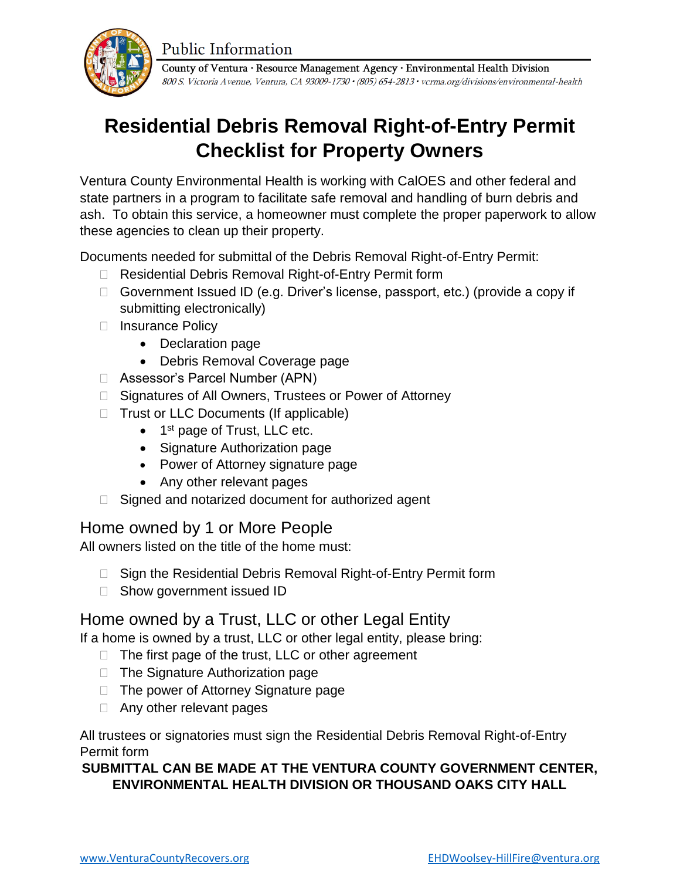Public Information

County of Ventura · Resource Management Agency · Environmental Health Division
*800 S. Victoria Avenue, Ventura, CA 93009-1730 · (805) 654-2813 · vcrma.org/divisions/environmental-health*

# Residential Debris Removal Right-of-Entry Permit Checklist for Property Owners

Ventura County Environmental Health is working with CalOES and other federal and state partners in a program to facilitate safe removal and handling of burn debris and ash. To obtain this service, a homeowner must complete the proper paperwork to allow these agencies to clean up their property.

Documents needed for submittal of the Debris Removal Right-of-Entry Permit:

- ☐ Residential Debris Removal Right-of-Entry Permit form
- ☐ Government Issued ID (e.g. Driver's license, passport, etc.) (provide a copy if submitting electronically)
- ☐ Insurance Policy
  - Declaration page
  - Debris Removal Coverage page
- ☐ Assessor's Parcel Number (APN)
- ☐ Signatures of All Owners, Trustees or Power of Attorney
- ☐ Trust or LLC Documents (If applicable)
  - 1st page of Trust, LLC etc.
  - Signature Authorization page
  - Power of Attorney signature page
  - Any other relevant pages
- ☐ Signed and notarized document for authorized agent

## Home owned by 1 or More People

All owners listed on the title of the home must:

- ☐ Sign the Residential Debris Removal Right-of-Entry Permit form
- ☐ Show government issued ID

## Home owned by a Trust, LLC or other Legal Entity

If a home is owned by a trust, LLC or other legal entity, please bring:

- ☐ The first page of the trust, LLC or other agreement
- ☐ The Signature Authorization page
- ☐ The power of Attorney Signature page
- ☐ Any other relevant pages

All trustees or signatories must sign the Residential Debris Removal Right-of-Entry Permit form

**SUBMITTAL CAN BE MADE AT THE VENTURA COUNTY GOVERNMENT CENTER, ENVIRONMENTAL HEALTH DIVISION OR THOUSAND OAKS CITY HALL**

www.VenturaCountyRecovers.org EHDWoolsey-HillFire@ventura.org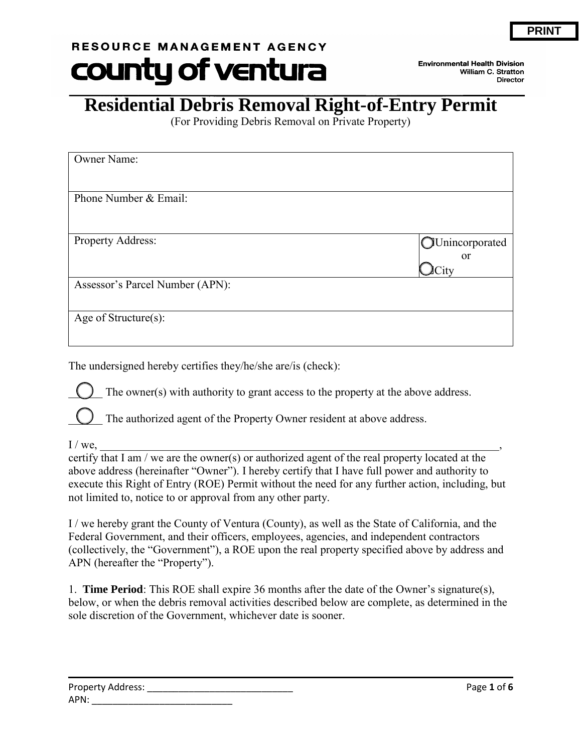RESOURCE MANAGEMENT AGENCY

**county of ventura**

Environmental Health Division
William C. Stratton
Director

# Residential Debris Removal Right-of-Entry Permit

(For Providing Debris Removal on Private Property)

| Owner Name: | |
|---|---|
| Phone Number & Email: | |
| Property Address: | ◯ Unincorporated or ◯ City |
| Assessor's Parcel Number (APN): | |
| Age of Structure(s): | |

The undersigned hereby certifies they/he/she are/is (check):

◯ The owner(s) with authority to grant access to the property at the above address.

◯ The authorized agent of the Property Owner resident at above address.

I / we, ______________________________________________________________________, certify that I am / we are the owner(s) or authorized agent of the real property located at the above address (hereinafter "Owner"). I hereby certify that I have full power and authority to execute this Right of Entry (ROE) Permit without the need for any further action, including, but not limited to, notice to or approval from any other party.

I / we hereby grant the County of Ventura (County), as well as the State of California, and the Federal Government, and their officers, employees, agencies, and independent contractors (collectively, the "Government"), a ROE upon the real property specified above by address and APN (hereafter the "Property").

1. **Time Period**: This ROE shall expire 36 months after the date of the Owner's signature(s), below, or when the debris removal activities described below are complete, as determined in the sole discretion of the Government, whichever date is sooner.

Property Address: ______________________________
APN: ____________________________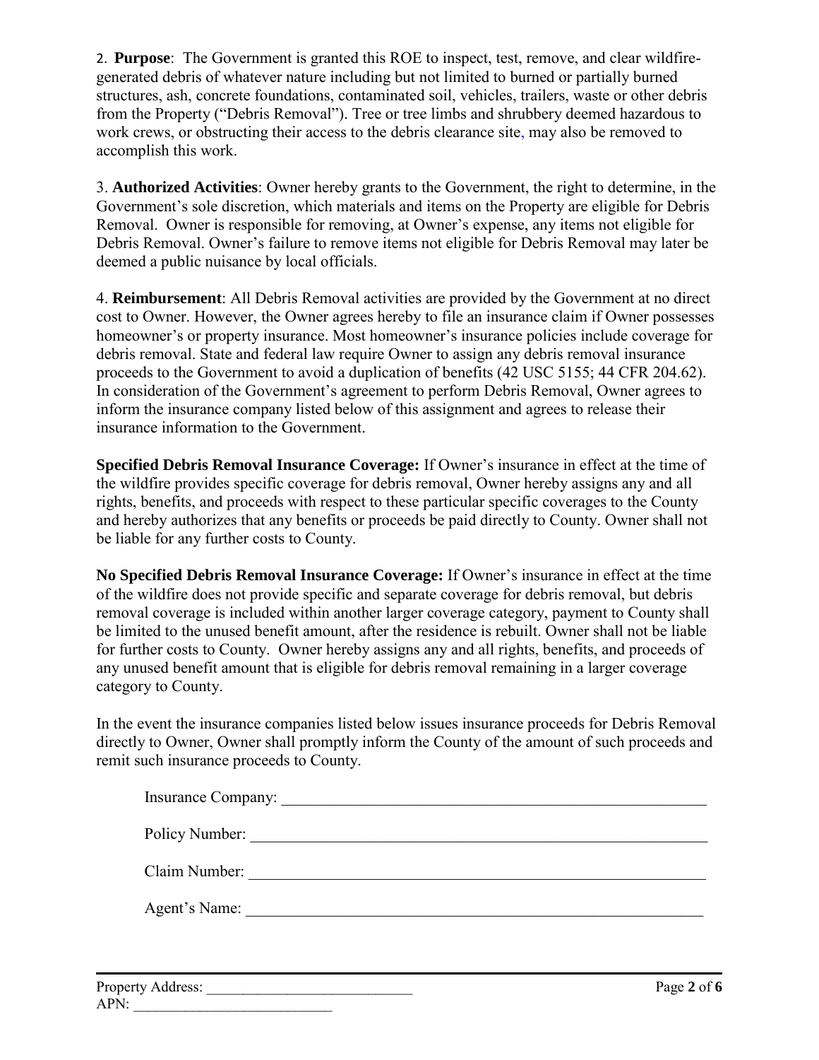2. **Purpose**: The Government is granted this ROE to inspect, test, remove, and clear wildfire-generated debris of whatever nature including but not limited to burned or partially burned structures, ash, concrete foundations, contaminated soil, vehicles, trailers, waste or other debris from the Property ("Debris Removal"). Tree or tree limbs and shrubbery deemed hazardous to work crews, or obstructing their access to the debris clearance site, may also be removed to accomplish this work.

3. **Authorized Activities**: Owner hereby grants to the Government, the right to determine, in the Government's sole discretion, which materials and items on the Property are eligible for Debris Removal. Owner is responsible for removing, at Owner's expense, any items not eligible for Debris Removal. Owner's failure to remove items not eligible for Debris Removal may later be deemed a public nuisance by local officials.

4. **Reimbursement**: All Debris Removal activities are provided by the Government at no direct cost to Owner. However, the Owner agrees hereby to file an insurance claim if Owner possesses homeowner's or property insurance. Most homeowner's insurance policies include coverage for debris removal. State and federal law require Owner to assign any debris removal insurance proceeds to the Government to avoid a duplication of benefits (42 USC 5155; 44 CFR 204.62). In consideration of the Government's agreement to perform Debris Removal, Owner agrees to inform the insurance company listed below of this assignment and agrees to release their insurance information to the Government.

**Specified Debris Removal Insurance Coverage:** If Owner's insurance in effect at the time of the wildfire provides specific coverage for debris removal, Owner hereby assigns any and all rights, benefits, and proceeds with respect to these particular specific coverages to the County and hereby authorizes that any benefits or proceeds be paid directly to County. Owner shall not be liable for any further costs to County.

**No Specified Debris Removal Insurance Coverage:** If Owner's insurance in effect at the time of the wildfire does not provide specific and separate coverage for debris removal, but debris removal coverage is included within another larger coverage category, payment to County shall be limited to the unused benefit amount, after the residence is rebuilt. Owner shall not be liable for further costs to County. Owner hereby assigns any and all rights, benefits, and proceeds of any unused benefit amount that is eligible for debris removal remaining in a larger coverage category to County.

In the event the insurance companies listed below issues insurance proceeds for Debris Removal directly to Owner, Owner shall promptly inform the County of the amount of such proceeds and remit such insurance proceeds to County.

Insurance Company: ______________________________________________________

Policy Number: _________________________________________________________

Claim Number: _________________________________________________________

Agent's Name: _________________________________________________________

Property Address: ____________________________
APN: ___________________________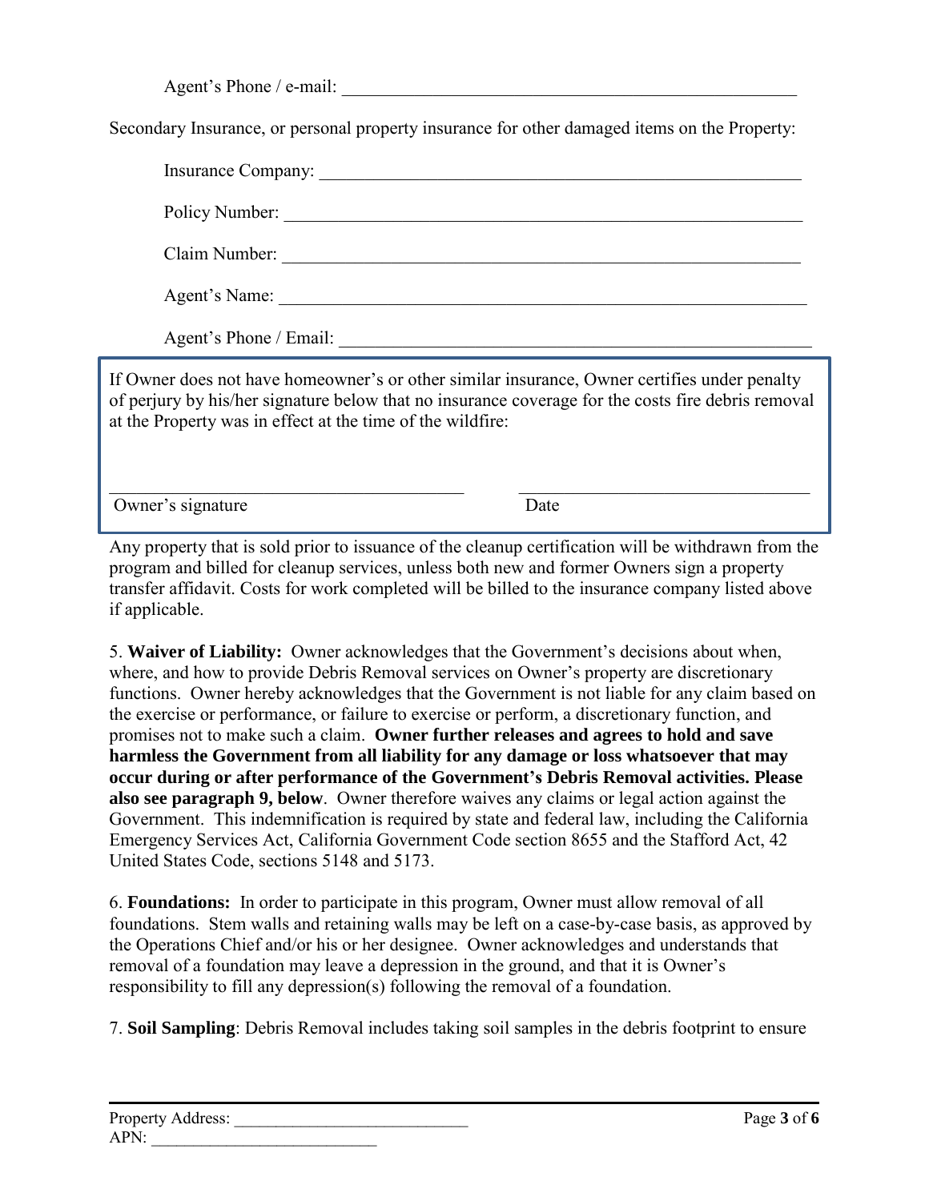Agent's Phone / e-mail: ______________________________________________________

Secondary Insurance, or personal property insurance for other damaged items on the Property:

Insurance Company: ______________________________________________________

Policy Number: ______________________________________________________

Claim Number: ______________________________________________________

Agent's Name: ______________________________________________________

Agent's Phone / Email: ______________________________________________________

If Owner does not have homeowner's or other similar insurance, Owner certifies under penalty of perjury by his/her signature below that no insurance coverage for the costs fire debris removal at the Property was in effect at the time of the wildfire:

________________________________________ ________________________________

Owner's signature Date

Any property that is sold prior to issuance of the cleanup certification will be withdrawn from the program and billed for cleanup services, unless both new and former Owners sign a property transfer affidavit. Costs for work completed will be billed to the insurance company listed above if applicable.

5. **Waiver of Liability:** Owner acknowledges that the Government's decisions about when, where, and how to provide Debris Removal services on Owner's property are discretionary functions. Owner hereby acknowledges that the Government is not liable for any claim based on the exercise or performance, or failure to exercise or perform, a discretionary function, and promises not to make such a claim. **Owner further releases and agrees to hold and save harmless the Government from all liability for any damage or loss whatsoever that may occur during or after performance of the Government's Debris Removal activities. Please also see paragraph 9, below**. Owner therefore waives any claims or legal action against the Government. This indemnification is required by state and federal law, including the California Emergency Services Act, California Government Code section 8655 and the Stafford Act, 42 United States Code, sections 5148 and 5173.

6. **Foundations:** In order to participate in this program, Owner must allow removal of all foundations. Stem walls and retaining walls may be left on a case-by-case basis, as approved by the Operations Chief and/or his or her designee. Owner acknowledges and understands that removal of a foundation may leave a depression in the ground, and that it is Owner's responsibility to fill any depression(s) following the removal of a foundation.

7. **Soil Sampling**: Debris Removal includes taking soil samples in the debris footprint to ensure

Property Address: ____________________________
APN: ____________________________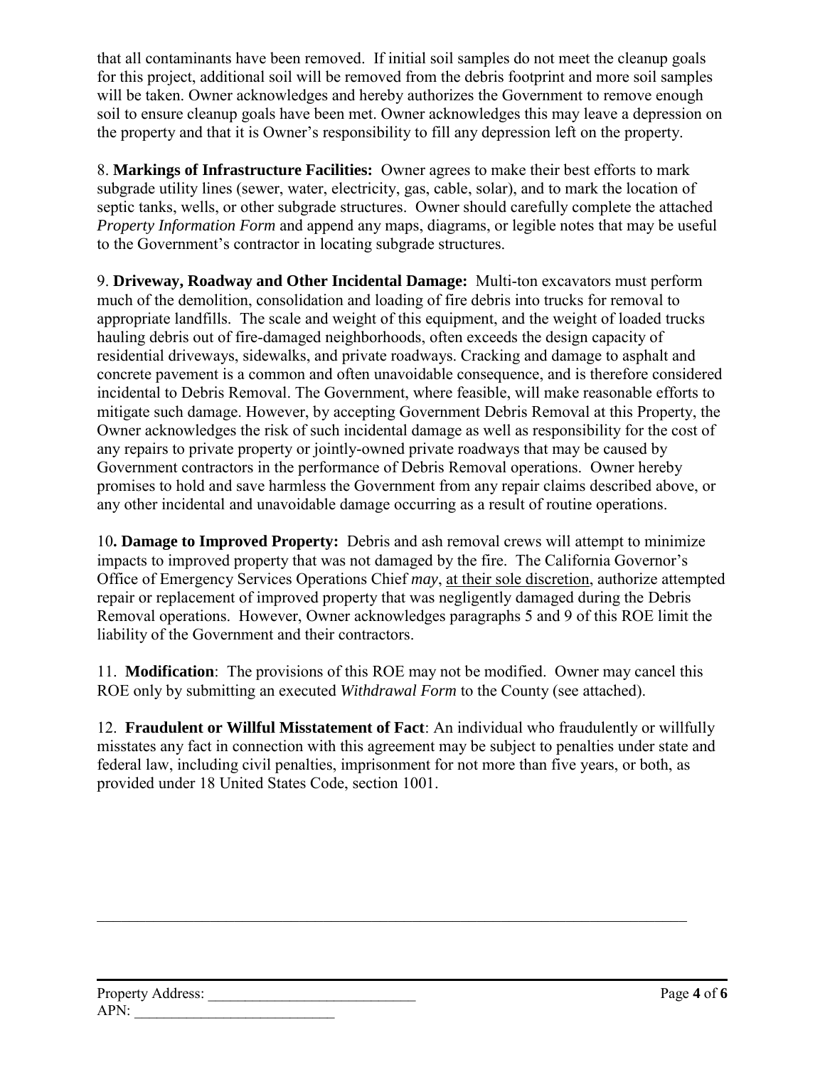that all contaminants have been removed. If initial soil samples do not meet the cleanup goals for this project, additional soil will be removed from the debris footprint and more soil samples will be taken. Owner acknowledges and hereby authorizes the Government to remove enough soil to ensure cleanup goals have been met. Owner acknowledges this may leave a depression on the property and that it is Owner's responsibility to fill any depression left on the property.

8. **Markings of Infrastructure Facilities:** Owner agrees to make their best efforts to mark subgrade utility lines (sewer, water, electricity, gas, cable, solar), and to mark the location of septic tanks, wells, or other subgrade structures. Owner should carefully complete the attached *Property Information Form* and append any maps, diagrams, or legible notes that may be useful to the Government's contractor in locating subgrade structures.

9. **Driveway, Roadway and Other Incidental Damage:** Multi-ton excavators must perform much of the demolition, consolidation and loading of fire debris into trucks for removal to appropriate landfills. The scale and weight of this equipment, and the weight of loaded trucks hauling debris out of fire-damaged neighborhoods, often exceeds the design capacity of residential driveways, sidewalks, and private roadways. Cracking and damage to asphalt and concrete pavement is a common and often unavoidable consequence, and is therefore considered incidental to Debris Removal. The Government, where feasible, will make reasonable efforts to mitigate such damage. However, by accepting Government Debris Removal at this Property, the Owner acknowledges the risk of such incidental damage as well as responsibility for the cost of any repairs to private property or jointly-owned private roadways that may be caused by Government contractors in the performance of Debris Removal operations. Owner hereby promises to hold and save harmless the Government from any repair claims described above, or any other incidental and unavoidable damage occurring as a result of routine operations.

10**. Damage to Improved Property:** Debris and ash removal crews will attempt to minimize impacts to improved property that was not damaged by the fire. The California Governor's Office of Emergency Services Operations Chief *may*, at their sole discretion, authorize attempted repair or replacement of improved property that was negligently damaged during the Debris Removal operations. However, Owner acknowledges paragraphs 5 and 9 of this ROE limit the liability of the Government and their contractors.

11. **Modification**: The provisions of this ROE may not be modified. Owner may cancel this ROE only by submitting an executed *Withdrawal Form* to the County (see attached).

12. **Fraudulent or Willful Misstatement of Fact**: An individual who fraudulently or willfully misstates any fact in connection with this agreement may be subject to penalties under state and federal law, including civil penalties, imprisonment for not more than five years, or both, as provided under 18 United States Code, section 1001.

Property Address: ____________________________

APN: ____________________________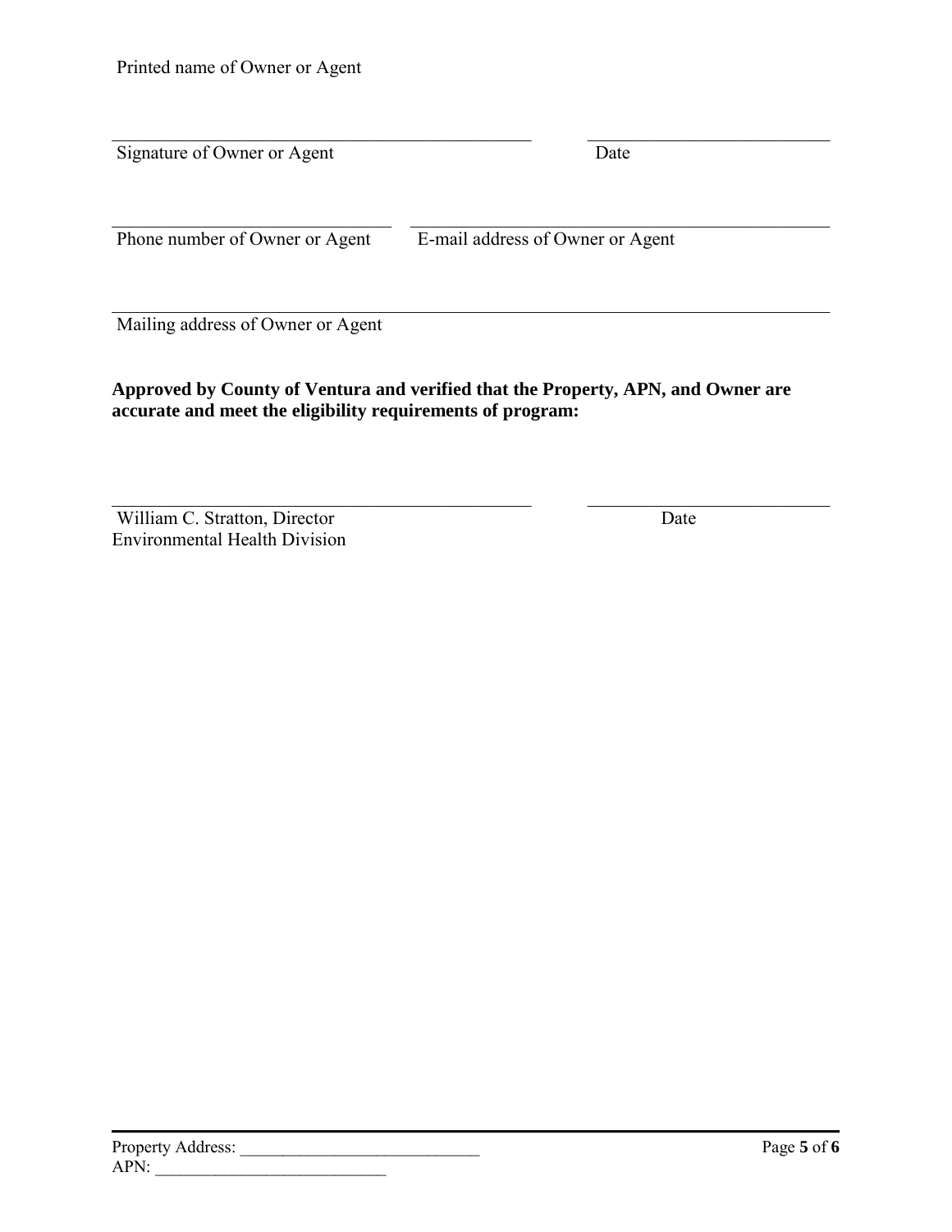Printed name of Owner or Agent

_______________________________________________ ___________________________

Signature of Owner or Agent Date

_______________________________ _______________________________________________

Phone number of Owner or Agent E-mail address of Owner or Agent

________________________________________________________________________________

Mailing address of Owner or Agent

**Approved by County of Ventura and verified that the Property, APN, and Owner are accurate and meet the eligibility requirements of program:**

_______________________________________________ ___________________________

William C. Stratton, Director Date
Environmental Health Division

Property Address: ____________________________
APN: ___________________________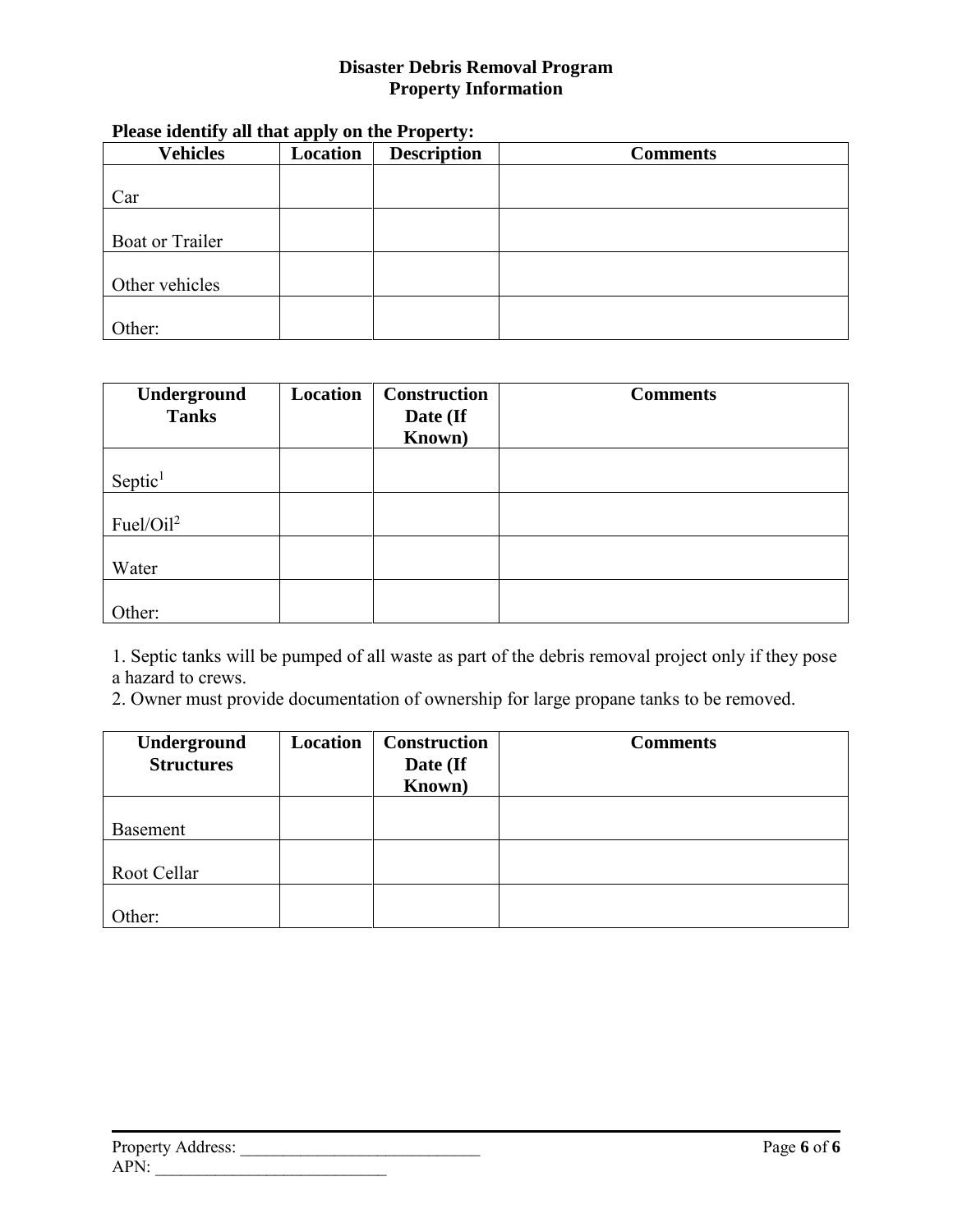# Disaster Debris Removal Program
## Property Information

**Please identify all that apply on the Property:**

| Vehicles | Location | Description | Comments |
|---|---|---|---|
| Car | | | |
| Boat or Trailer | | | |
| Other vehicles | | | |
| Other: | | | |

| Underground Tanks | Location | Construction Date (If Known) | Comments |
|---|---|---|---|
| Septic[1] | | | |
| Fuel/Oil[2] | | | |
| Water | | | |
| Other: | | | |

1. Septic tanks will be pumped of all waste as part of the debris removal project only if they pose a hazard to crews.
2. Owner must provide documentation of ownership for large propane tanks to be removed.

| Underground Structures | Location | Construction Date (If Known) | Comments |
|---|---|---|---|
| Basement | | | |
| Root Cellar | | | |
| Other: | | | |

Property Address: ____________________________

APN: ____________________________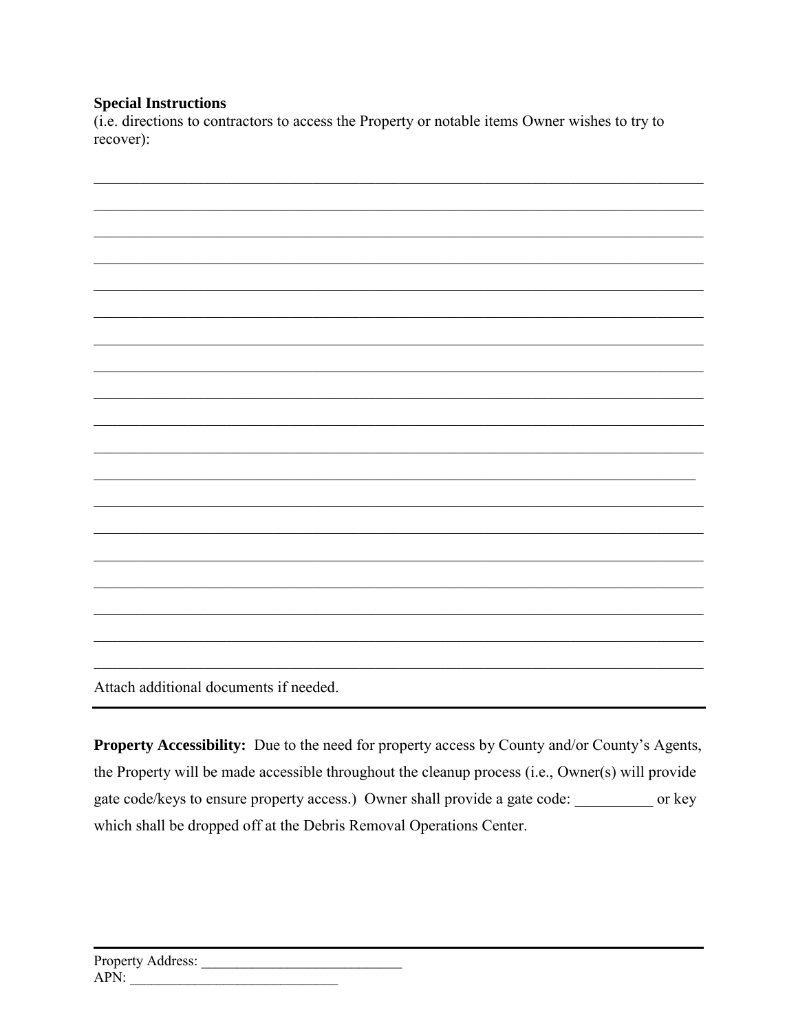**Special Instructions**

(i.e. directions to contractors to access the Property or notable items Owner wishes to try to recover):

\_\_\_\_\_\_\_\_\_\_\_\_\_\_\_\_\_\_\_\_\_\_\_\_\_\_\_\_\_\_\_\_\_\_\_\_\_\_\_\_\_\_\_\_\_\_\_\_\_\_\_\_\_\_\_\_\_\_\_\_\_\_\_\_\_\_\_\_\_\_\_\_\_\_\_\_

\_\_\_\_\_\_\_\_\_\_\_\_\_\_\_\_\_\_\_\_\_\_\_\_\_\_\_\_\_\_\_\_\_\_\_\_\_\_\_\_\_\_\_\_\_\_\_\_\_\_\_\_\_\_\_\_\_\_\_\_\_\_\_\_\_\_\_\_\_\_\_\_\_\_\_\_

\_\_\_\_\_\_\_\_\_\_\_\_\_\_\_\_\_\_\_\_\_\_\_\_\_\_\_\_\_\_\_\_\_\_\_\_\_\_\_\_\_\_\_\_\_\_\_\_\_\_\_\_\_\_\_\_\_\_\_\_\_\_\_\_\_\_\_\_\_\_\_\_\_\_\_\_

\_\_\_\_\_\_\_\_\_\_\_\_\_\_\_\_\_\_\_\_\_\_\_\_\_\_\_\_\_\_\_\_\_\_\_\_\_\_\_\_\_\_\_\_\_\_\_\_\_\_\_\_\_\_\_\_\_\_\_\_\_\_\_\_\_\_\_\_\_\_\_\_\_\_\_\_

\_\_\_\_\_\_\_\_\_\_\_\_\_\_\_\_\_\_\_\_\_\_\_\_\_\_\_\_\_\_\_\_\_\_\_\_\_\_\_\_\_\_\_\_\_\_\_\_\_\_\_\_\_\_\_\_\_\_\_\_\_\_\_\_\_\_\_\_\_\_\_\_\_\_\_\_

\_\_\_\_\_\_\_\_\_\_\_\_\_\_\_\_\_\_\_\_\_\_\_\_\_\_\_\_\_\_\_\_\_\_\_\_\_\_\_\_\_\_\_\_\_\_\_\_\_\_\_\_\_\_\_\_\_\_\_\_\_\_\_\_\_\_\_\_\_\_\_\_\_\_\_\_

\_\_\_\_\_\_\_\_\_\_\_\_\_\_\_\_\_\_\_\_\_\_\_\_\_\_\_\_\_\_\_\_\_\_\_\_\_\_\_\_\_\_\_\_\_\_\_\_\_\_\_\_\_\_\_\_\_\_\_\_\_\_\_\_\_\_\_\_\_\_\_\_\_\_\_\_

\_\_\_\_\_\_\_\_\_\_\_\_\_\_\_\_\_\_\_\_\_\_\_\_\_\_\_\_\_\_\_\_\_\_\_\_\_\_\_\_\_\_\_\_\_\_\_\_\_\_\_\_\_\_\_\_\_\_\_\_\_\_\_\_\_\_\_\_\_\_\_\_\_\_\_\_

\_\_\_\_\_\_\_\_\_\_\_\_\_\_\_\_\_\_\_\_\_\_\_\_\_\_\_\_\_\_\_\_\_\_\_\_\_\_\_\_\_\_\_\_\_\_\_\_\_\_\_\_\_\_\_\_\_\_\_\_\_\_\_\_\_\_\_\_\_\_\_\_\_\_\_\_

\_\_\_\_\_\_\_\_\_\_\_\_\_\_\_\_\_\_\_\_\_\_\_\_\_\_\_\_\_\_\_\_\_\_\_\_\_\_\_\_\_\_\_\_\_\_\_\_\_\_\_\_\_\_\_\_\_\_\_\_\_\_\_\_\_\_\_\_\_\_\_\_\_\_\_\_

\_\_\_\_\_\_\_\_\_\_\_\_\_\_\_\_\_\_\_\_\_\_\_\_\_\_\_\_\_\_\_\_\_\_\_\_\_\_\_\_\_\_\_\_\_\_\_\_\_\_\_\_\_\_\_\_\_\_\_\_\_\_\_\_\_\_\_\_\_\_\_\_\_\_\_\_

\_\_\_\_\_\_\_\_\_\_\_\_\_\_\_\_\_\_\_\_\_\_\_\_\_\_\_\_\_\_\_\_\_\_\_\_\_\_\_\_\_\_\_\_\_\_\_\_\_\_\_\_\_\_\_\_\_\_\_\_\_\_\_\_\_\_\_\_\_\_\_\_\_\_\_\_

\_\_\_\_\_\_\_\_\_\_\_\_\_\_\_\_\_\_\_\_\_\_\_\_\_\_\_\_\_\_\_\_\_\_\_\_\_\_\_\_\_\_\_\_\_\_\_\_\_\_\_\_\_\_\_\_\_\_\_\_\_\_\_\_\_\_\_\_\_\_\_\_\_\_\_\_

\_\_\_\_\_\_\_\_\_\_\_\_\_\_\_\_\_\_\_\_\_\_\_\_\_\_\_\_\_\_\_\_\_\_\_\_\_\_\_\_\_\_\_\_\_\_\_\_\_\_\_\_\_\_\_\_\_\_\_\_\_\_\_\_\_\_\_\_\_\_\_\_\_\_\_\_

\_\_\_\_\_\_\_\_\_\_\_\_\_\_\_\_\_\_\_\_\_\_\_\_\_\_\_\_\_\_\_\_\_\_\_\_\_\_\_\_\_\_\_\_\_\_\_\_\_\_\_\_\_\_\_\_\_\_\_\_\_\_\_\_\_\_\_\_\_\_\_\_\_\_\_\_

\_\_\_\_\_\_\_\_\_\_\_\_\_\_\_\_\_\_\_\_\_\_\_\_\_\_\_\_\_\_\_\_\_\_\_\_\_\_\_\_\_\_\_\_\_\_\_\_\_\_\_\_\_\_\_\_\_\_\_\_\_\_\_\_\_\_\_\_\_\_\_\_\_\_\_\_

\_\_\_\_\_\_\_\_\_\_\_\_\_\_\_\_\_\_\_\_\_\_\_\_\_\_\_\_\_\_\_\_\_\_\_\_\_\_\_\_\_\_\_\_\_\_\_\_\_\_\_\_\_\_\_\_\_\_\_\_\_\_\_\_\_\_\_\_\_\_\_\_\_\_\_\_

\_\_\_\_\_\_\_\_\_\_\_\_\_\_\_\_\_\_\_\_\_\_\_\_\_\_\_\_\_\_\_\_\_\_\_\_\_\_\_\_\_\_\_\_\_\_\_\_\_\_\_\_\_\_\_\_\_\_\_\_\_\_\_\_\_\_\_\_\_\_\_\_\_\_\_\_

\_\_\_\_\_\_\_\_\_\_\_\_\_\_\_\_\_\_\_\_\_\_\_\_\_\_\_\_\_\_\_\_\_\_\_\_\_\_\_\_\_\_\_\_\_\_\_\_\_\_\_\_\_\_\_\_\_\_\_\_\_\_\_\_\_\_\_\_\_\_\_\_\_\_\_\_

Attach additional documents if needed.

---

**Property Accessibility:** Due to the need for property access by County and/or County's Agents, the Property will be made accessible throughout the cleanup process (i.e., Owner(s) will provide gate code/keys to ensure property access.) Owner shall provide a gate code: __________ or key which shall be dropped off at the Debris Removal Operations Center.

---

Property Address: _____________________________

APN: ______________________________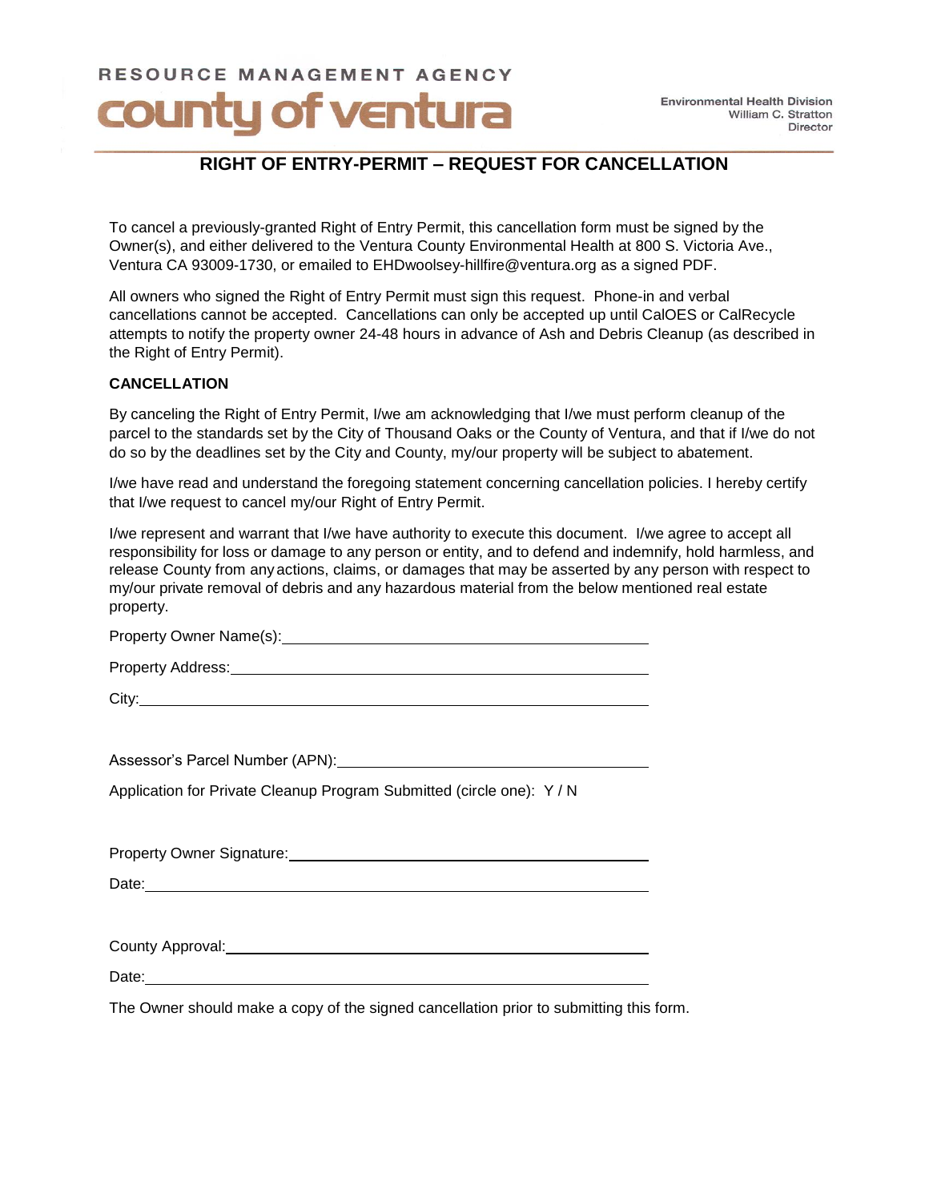RESOURCE MANAGEMENT AGENCY

**county of ventura**

Environmental Health Division
William C. Stratton
Director

# RIGHT OF ENTRY-PERMIT – REQUEST FOR CANCELLATION

To cancel a previously-granted Right of Entry Permit, this cancellation form must be signed by the Owner(s), and either delivered to the Ventura County Environmental Health at 800 S. Victoria Ave., Ventura CA 93009-1730, or emailed to EHDwoolsey-hillfire@ventura.org as a signed PDF.

All owners who signed the Right of Entry Permit must sign this request. Phone-in and verbal cancellations cannot be accepted. Cancellations can only be accepted up until CalOES or CalRecycle attempts to notify the property owner 24-48 hours in advance of Ash and Debris Cleanup (as described in the Right of Entry Permit).

**CANCELLATION**

By canceling the Right of Entry Permit, I/we am acknowledging that I/we must perform cleanup of the parcel to the standards set by the City of Thousand Oaks or the County of Ventura, and that if I/we do not do so by the deadlines set by the City and County, my/our property will be subject to abatement.

I/we have read and understand the foregoing statement concerning cancellation policies. I hereby certify that I/we request to cancel my/our Right of Entry Permit.

I/we represent and warrant that I/we have authority to execute this document. I/we agree to accept all responsibility for loss or damage to any person or entity, and to defend and indemnify, hold harmless, and release County from any actions, claims, or damages that may be asserted by any person with respect to my/our private removal of debris and any hazardous material from the below mentioned real estate property.

Property Owner Name(s): ______________________________

Property Address: ______________________________

City: ______________________________

Assessor's Parcel Number (APN): ______________________________

Application for Private Cleanup Program Submitted (circle one): Y / N

Property Owner Signature: ______________________________

Date: ______________________________

County Approval: ______________________________

Date: ______________________________

The Owner should make a copy of the signed cancellation prior to submitting this form.